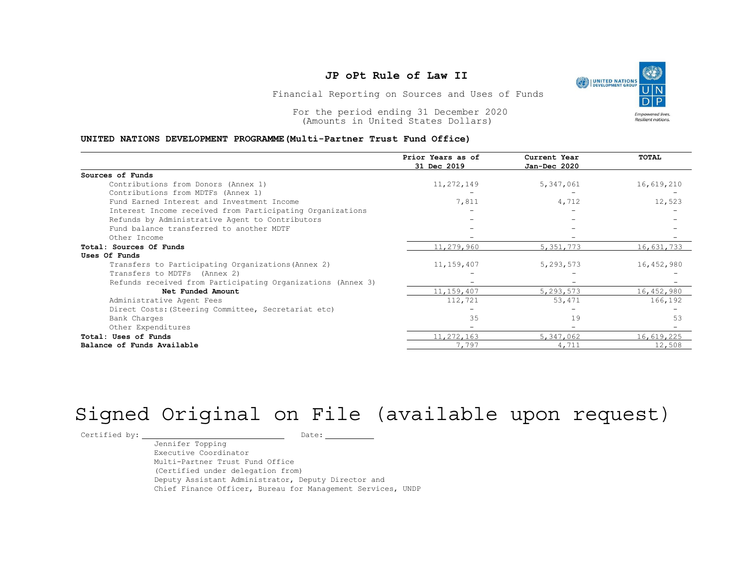# JP oPt Rule of Law II

Financial Reporting on Sources and Uses of Funds

For the period ending 31 December 2020
(Amounts in United States Dollars)

**UNITED NATIONS DEVELOPMENT PROGRAMME(Multi-Partner Trust Fund Office)**

| | Prior Years as of 31 Dec 2019 | Current Year Jan-Dec 2020 | TOTAL |
|---|---|---|---|
| **Sources of Funds** | | | |
| Contributions from Donors (Annex 1) | 11,272,149 | 5,347,061 | 16,619,210 |
| Contributions from MDTFs (Annex 1) | - | - | - |
| Fund Earned Interest and Investment Income | 7,811 | 4,712 | 12,523 |
| Interest Income received from Participating Organizations | - | - | - |
| Refunds by Administrative Agent to Contributors | - | - | - |
| Fund balance transferred to another MDTF | - | - | - |
| Other Income | - | - | - |
| **Total: Sources Of Funds** | 11,279,960 | 5,351,773 | 16,631,733 |
| **Uses Of Funds** | | | |
| Transfers to Participating Organizations(Annex 2) | 11,159,407 | 5,293,573 | 16,452,980 |
| Transfers to MDTFs (Annex 2) | - | - | - |
| Refunds received from Participating Organizations (Annex 3) | - | - | - |
| **Net Funded Amount** | 11,159,407 | 5,293,573 | 16,452,980 |
| Administrative Agent Fees | 112,721 | 53,471 | 166,192 |
| Direct Costs:(Steering Committee, Secretariat etc) | - | - | - |
| Bank Charges | 35 | 19 | 53 |
| Other Expenditures | - | - | - |
| **Total: Uses of Funds** | 11,272,163 | 5,347,062 | 16,619,225 |
| **Balance of Funds Available** | 7,797 | 4,711 | 12,508 |

Signed Original on File (available upon request)

Certified by: \_\_\_\_\_\_\_\_\_\_\_\_\_\_\_\_\_\_\_\_ Date: \_\_\_\_\_\_\_\_

Jennifer Topping
Executive Coordinator
Multi-Partner Trust Fund Office
(Certified under delegation from)
Deputy Assistant Administrator, Deputy Director and
Chief Finance Officer, Bureau for Management Services, UNDP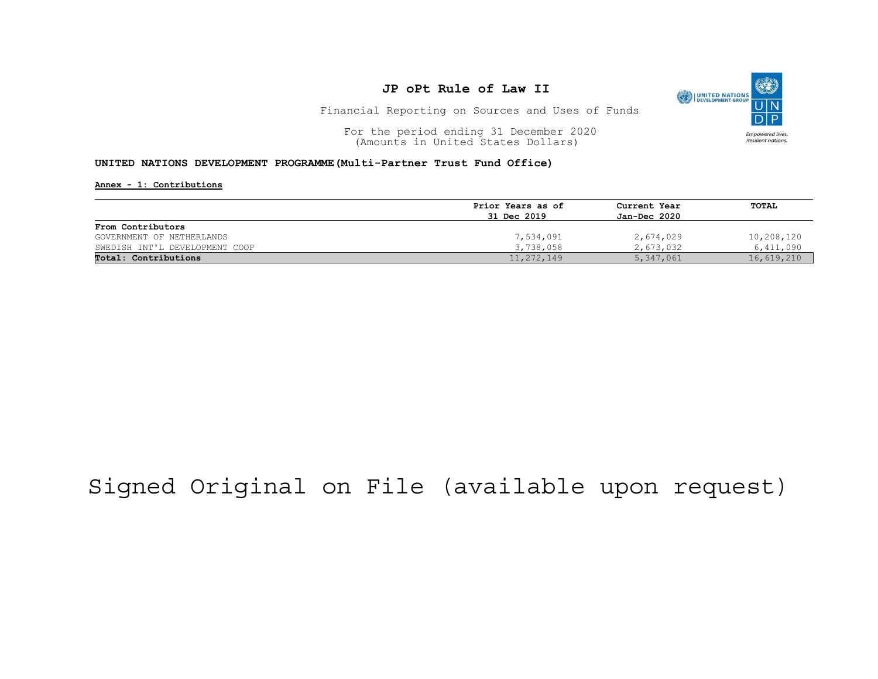# JP oPt Rule of Law II

Financial Reporting on Sources and Uses of Funds

For the period ending 31 December 2020
(Amounts in United States Dollars)

**UNITED NATIONS DEVELOPMENT PROGRAMME(Multi-Partner Trust Fund Office)**

**Annex - 1: Contributions**

| | Prior Years as of 31 Dec 2019 | Current Year Jan-Dec 2020 | TOTAL |
|---|---|---|---|
| **From Contributors** | | | |
| GOVERNMENT OF NETHERLANDS | 7,534,091 | 2,674,029 | 10,208,120 |
| SWEDISH INT'L DEVELOPMENT COOP | 3,738,058 | 2,673,032 | 6,411,090 |
| **Total: Contributions** | 11,272,149 | 5,347,061 | 16,619,210 |

Signed Original on File (available upon request)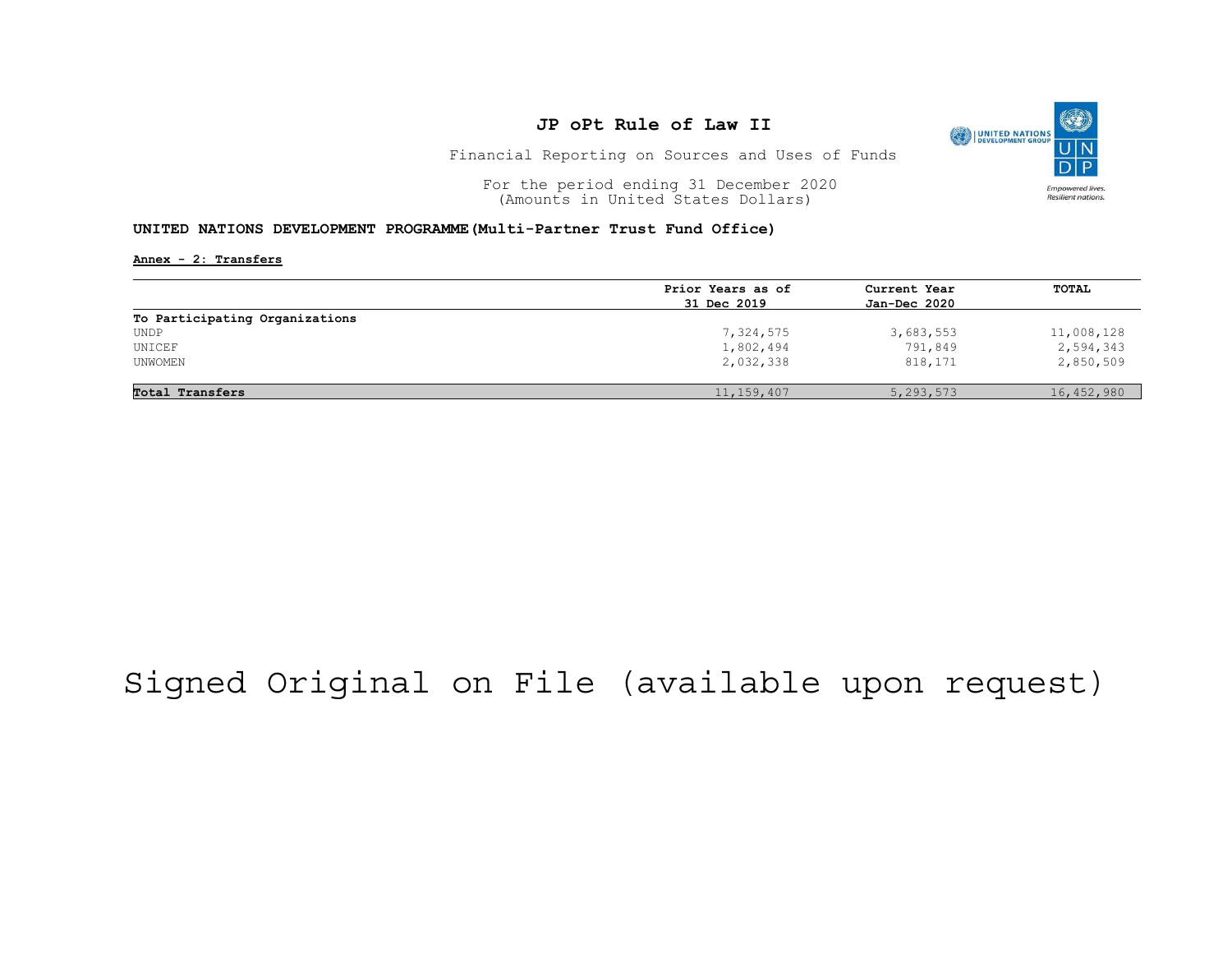# JP oPt Rule of Law II

Financial Reporting on Sources and Uses of Funds

For the period ending 31 December 2020
(Amounts in United States Dollars)

**UNITED NATIONS DEVELOPMENT PROGRAMME(Multi-Partner Trust Fund Office)**

**Annex - 2: Transfers**

| | Prior Years as of 31 Dec 2019 | Current Year Jan-Dec 2020 | TOTAL |
|---|---|---|---|
| **To Participating Organizations** | | | |
| UNDP | 7,324,575 | 3,683,553 | 11,008,128 |
| UNICEF | 1,802,494 | 791,849 | 2,594,343 |
| UNWOMEN | 2,032,338 | 818,171 | 2,850,509 |
| **Total Transfers** | 11,159,407 | 5,293,573 | 16,452,980 |

Signed Original on File (available upon request)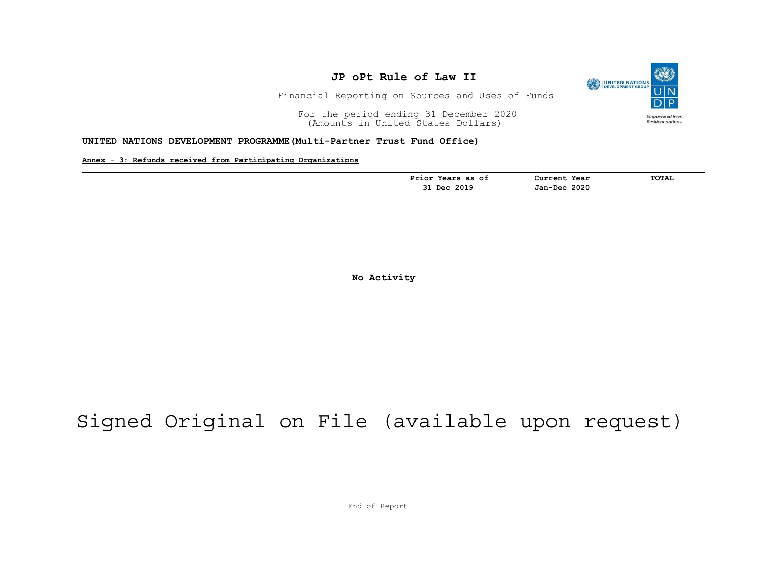# JP oPt Rule of Law II

Financial Reporting on Sources and Uses of Funds

For the period ending 31 December 2020
(Amounts in United States Dollars)

**UNITED NATIONS DEVELOPMENT PROGRAMME (Multi-Partner Trust Fund Office)**

**Annex - 3: Refunds received from Participating Organizations**

| | Prior Years as of 31 Dec 2019 | Current Year Jan-Dec 2020 | TOTAL |
|---|---|---|---|

**No Activity**

Signed Original on File (available upon request)

End of Report